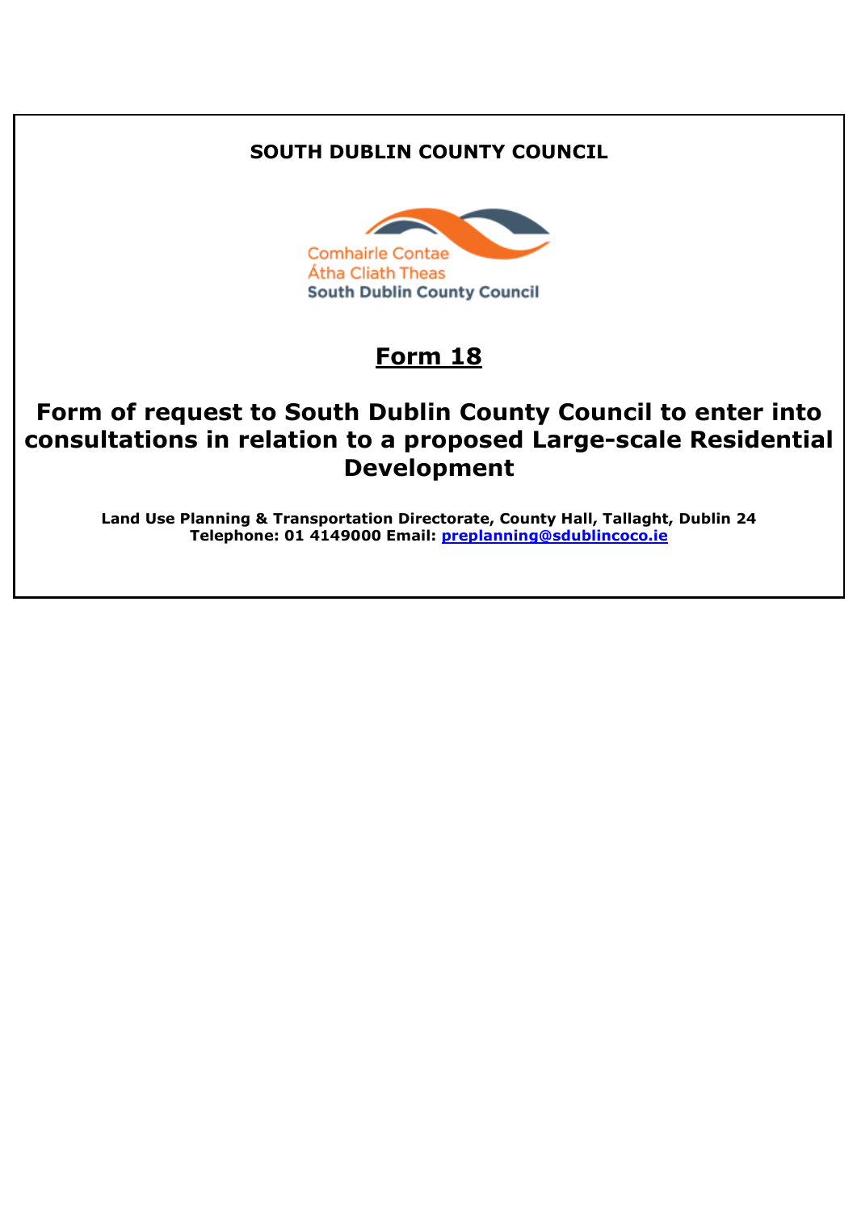**SOUTH DUBLIN COUNTY COUNCIL**

Comhairle Contae
Átha Cliath Theas
South Dublin County Council

# Form 18

# Form of request to South Dublin County Council to enter into consultations in relation to a proposed Large-scale Residential Development

**Land Use Planning & Transportation Directorate, County Hall, Tallaght, Dublin 24**
**Telephone: 01 4149000 Email: preplanning@sdublincoco.ie**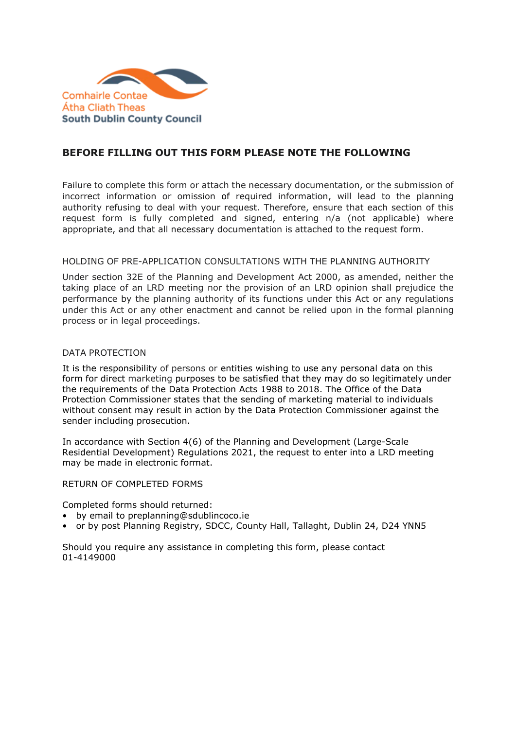Comhairle Contae Átha Cliath Theas
South Dublin County Council

## BEFORE FILLING OUT THIS FORM PLEASE NOTE THE FOLLOWING

Failure to complete this form or attach the necessary documentation, or the submission of incorrect information or omission of required information, will lead to the planning authority refusing to deal with your request. Therefore, ensure that each section of this request form is fully completed and signed, entering n/a (not applicable) where appropriate, and that all necessary documentation is attached to the request form.

HOLDING OF PRE-APPLICATION CONSULTATIONS WITH THE PLANNING AUTHORITY

Under section 32E of the Planning and Development Act 2000, as amended, neither the taking place of an LRD meeting nor the provision of an LRD opinion shall prejudice the performance by the planning authority of its functions under this Act or any regulations under this Act or any other enactment and cannot be relied upon in the formal planning process or in legal proceedings.

DATA PROTECTION

It is the responsibility of persons or entities wishing to use any personal data on this form for direct marketing purposes to be satisfied that they may do so legitimately under the requirements of the Data Protection Acts 1988 to 2018. The Office of the Data Protection Commissioner states that the sending of marketing material to individuals without consent may result in action by the Data Protection Commissioner against the sender including prosecution.

In accordance with Section 4(6) of the Planning and Development (Large-Scale Residential Development) Regulations 2021, the request to enter into a LRD meeting may be made in electronic format.

RETURN OF COMPLETED FORMS

Completed forms should returned:

- by email to preplanning@sdublincoco.ie
- or by post Planning Registry, SDCC, County Hall, Tallaght, Dublin 24, D24 YNN5

Should you require any assistance in completing this form, please contact 01-4149000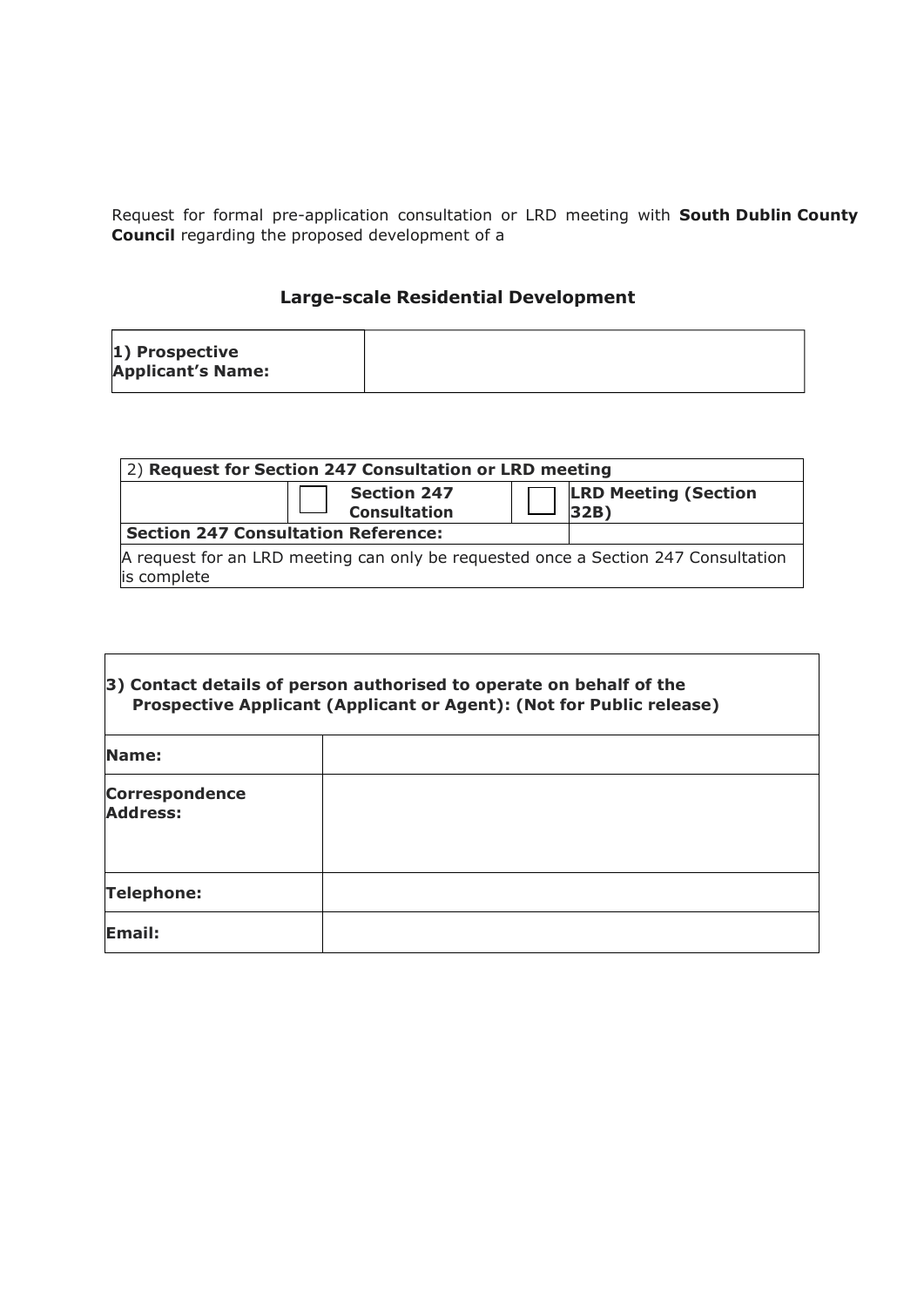Request for formal pre-application consultation or LRD meeting with **South Dublin County Council** regarding the proposed development of a

## Large-scale Residential Development

| **1) Prospective Applicant's Name:** | |
|---|---|

| 2) **Request for Section 247 Consultation or LRD meeting** | | | |
|---|---|---|---|
| | ☐ **Section 247 Consultation** | ☐ | **LRD Meeting (Section 32B)** |
| **Section 247 Consultation Reference:** | | | |
| A request for an LRD meeting can only be requested once a Section 247 Consultation is complete | | | |

| **3) Contact details of person authorised to operate on behalf of the Prospective Applicant (Applicant or Agent): (Not for Public release)** | |
|---|---|
| **Name:** | |
| **Correspondence Address:** | |
| **Telephone:** | |
| **Email:** | |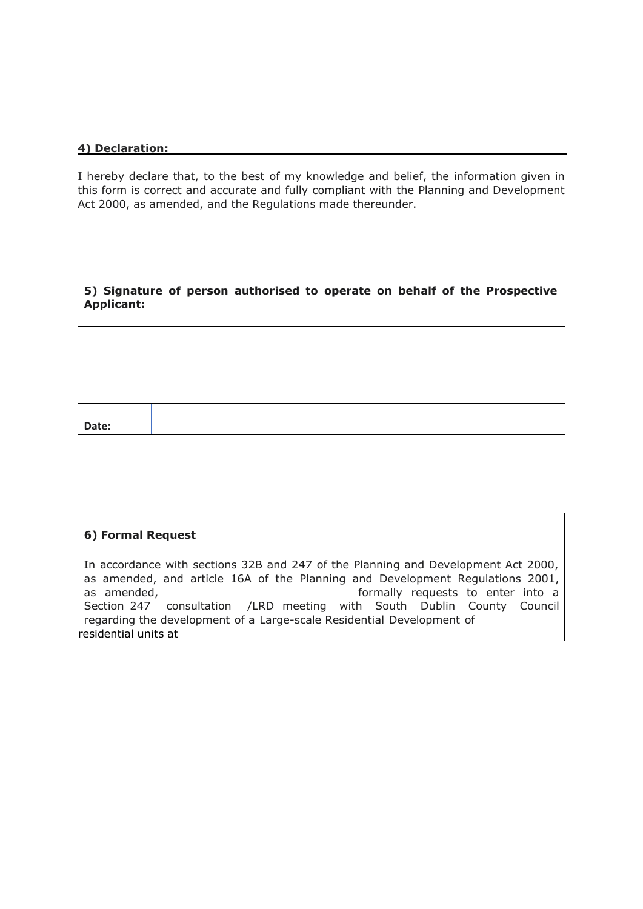**4) Declaration:**

I hereby declare that, to the best of my knowledge and belief, the information given in this form is correct and accurate and fully compliant with the Planning and Development Act 2000, as amended, and the Regulations made thereunder.

| **5) Signature of person authorised to operate on behalf of the Prospective Applicant:** | |
|---|---|
| | |
| **Date:** | |

| **6) Formal Request** |
|---|
| In accordance with sections 32B and 247 of the Planning and Development Act 2000, as amended, and article 16A of the Planning and Development Regulations 2001, as amended, formally requests to enter into a Section 247 consultation /LRD meeting with South Dublin County Council regarding the development of a Large-scale Residential Development of residential units at |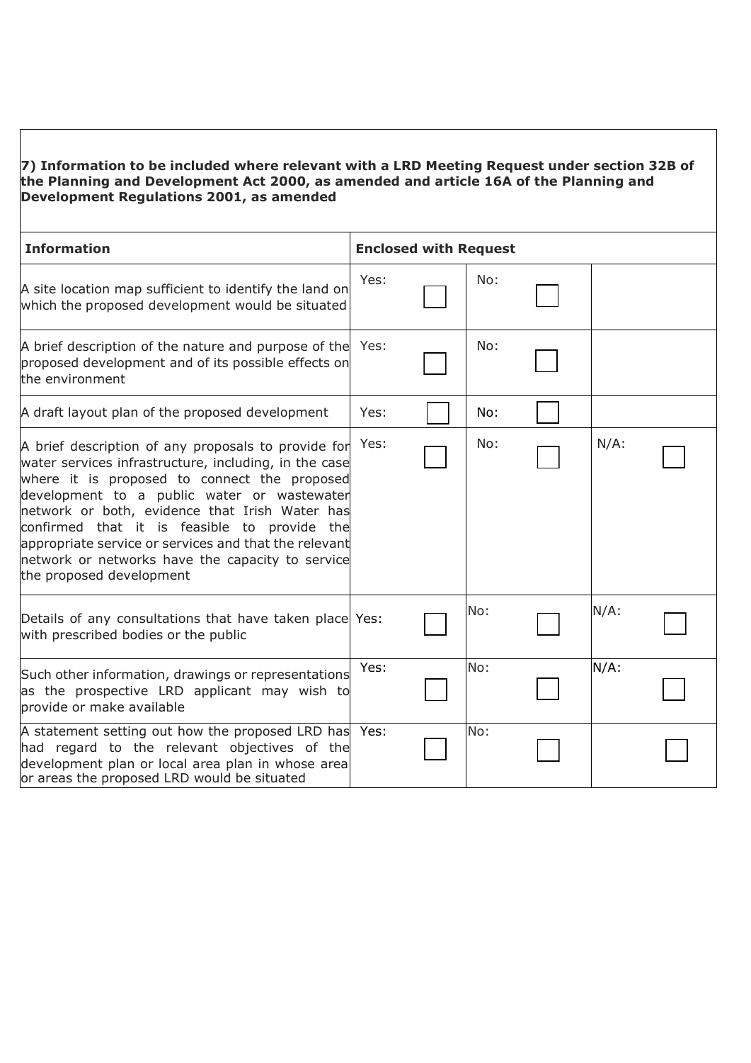**7) Information to be included where relevant with a LRD Meeting Request under section 32B of the Planning and Development Act 2000, as amended and article 16A of the Planning and Development Regulations 2001, as amended**

| Information | Enclosed with Request | | |
|---|---|---|---|
| A site location map sufficient to identify the land on which the proposed development would be situated | Yes: ☐ | No: ☐ | |
| A brief description of the nature and purpose of the proposed development and of its possible effects on the environment | Yes: ☐ | No: ☐ | |
| A draft layout plan of the proposed development | Yes: ☐ | No: ☐ | |
| A brief description of any proposals to provide for water services infrastructure, including, in the case where it is proposed to connect the proposed development to a public water or wastewater network or both, evidence that Irish Water has confirmed that it is feasible to provide the appropriate service or services and that the relevant network or networks have the capacity to service the proposed development | Yes: ☐ | No: ☐ | N/A: ☐ |
| Details of any consultations that have taken place with prescribed bodies or the public | Yes: ☐ | No: ☐ | N/A: ☐ |
| Such other information, drawings or representations as the prospective LRD applicant may wish to provide or make available | Yes: ☐ | No: ☐ | N/A: ☐ |
| A statement setting out how the proposed LRD has had regard to the relevant objectives of the development plan or local area plan in whose area or areas the proposed LRD would be situated | Yes: ☐ | No: ☐ | ☐ |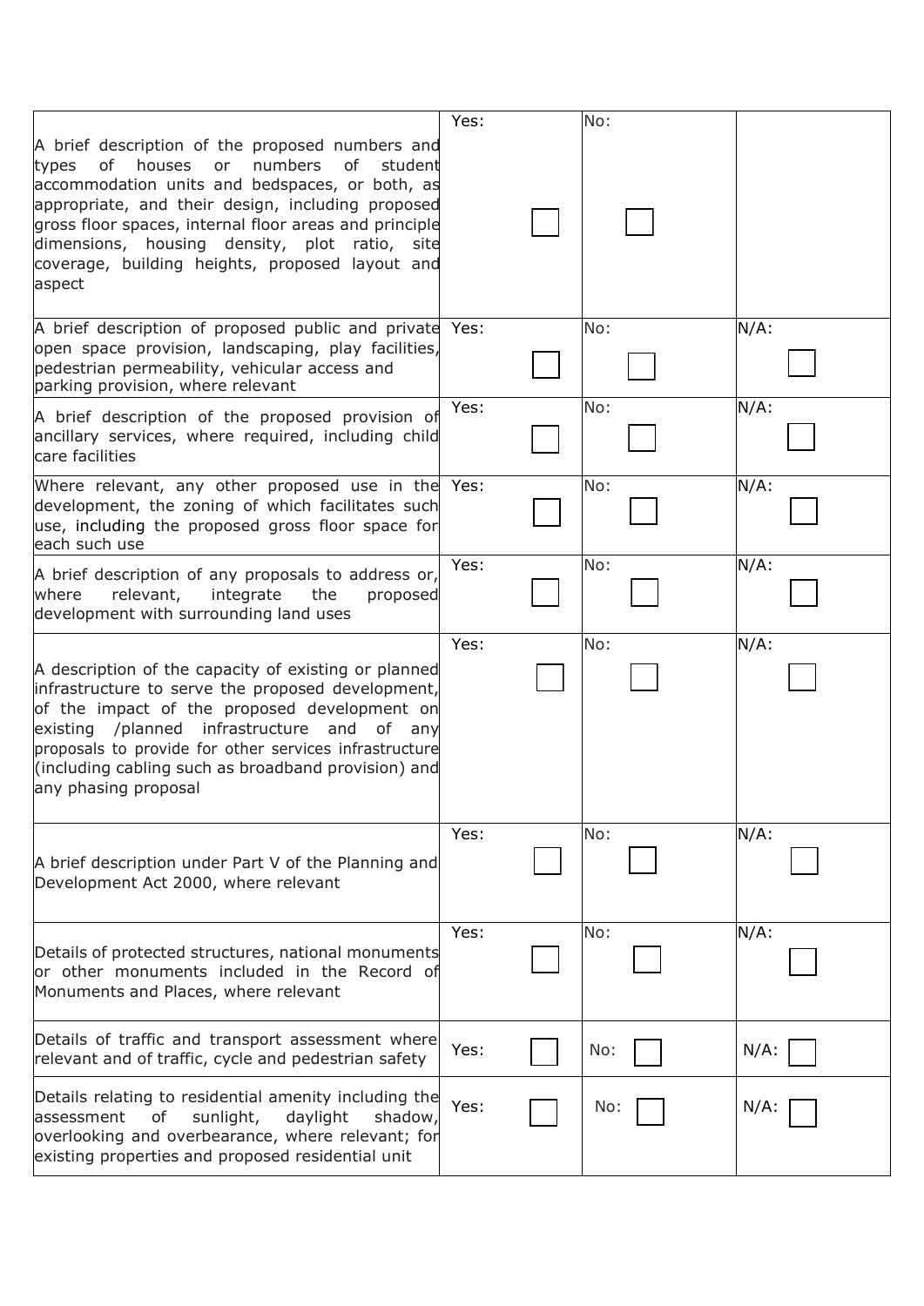| | | | |
|---|---|---|---|
| A brief description of the proposed numbers and types of houses or numbers of student accommodation units and bedspaces, or both, as appropriate, and their design, including proposed gross floor spaces, internal floor areas and principle dimensions, housing density, plot ratio, site coverage, building heights, proposed layout and aspect | Yes: ☐ | No: ☐ | |
| A brief description of proposed public and private open space provision, landscaping, play facilities, pedestrian permeability, vehicular access and parking provision, where relevant | Yes: ☐ | No: ☐ | N/A: ☐ |
| A brief description of the proposed provision of ancillary services, where required, including child care facilities | Yes: ☐ | No: ☐ | N/A: ☐ |
| Where relevant, any other proposed use in the development, the zoning of which facilitates such use, including the proposed gross floor space for each such use | Yes: ☐ | No: ☐ | N/A: ☐ |
| A brief description of any proposals to address or, where relevant, integrate the proposed development with surrounding land uses | Yes: ☐ | No: ☐ | N/A: ☐ |
| A description of the capacity of existing or planned infrastructure to serve the proposed development, of the impact of the proposed development on existing /planned infrastructure and of any proposals to provide for other services infrastructure (including cabling such as broadband provision) and any phasing proposal | Yes: ☐ | No: ☐ | N/A: ☐ |
| A brief description under Part V of the Planning and Development Act 2000, where relevant | Yes: ☐ | No: ☐ | N/A: ☐ |
| Details of protected structures, national monuments or other monuments included in the Record of Monuments and Places, where relevant | Yes: ☐ | No: ☐ | N/A: ☐ |
| Details of traffic and transport assessment where relevant and of traffic, cycle and pedestrian safety | Yes: ☐ | No: ☐ | N/A: ☐ |
| Details relating to residential amenity including the assessment of sunlight, daylight shadow, overlooking and overbearance, where relevant; for existing properties and proposed residential unit | Yes: ☐ | No: ☐ | N/A: ☐ |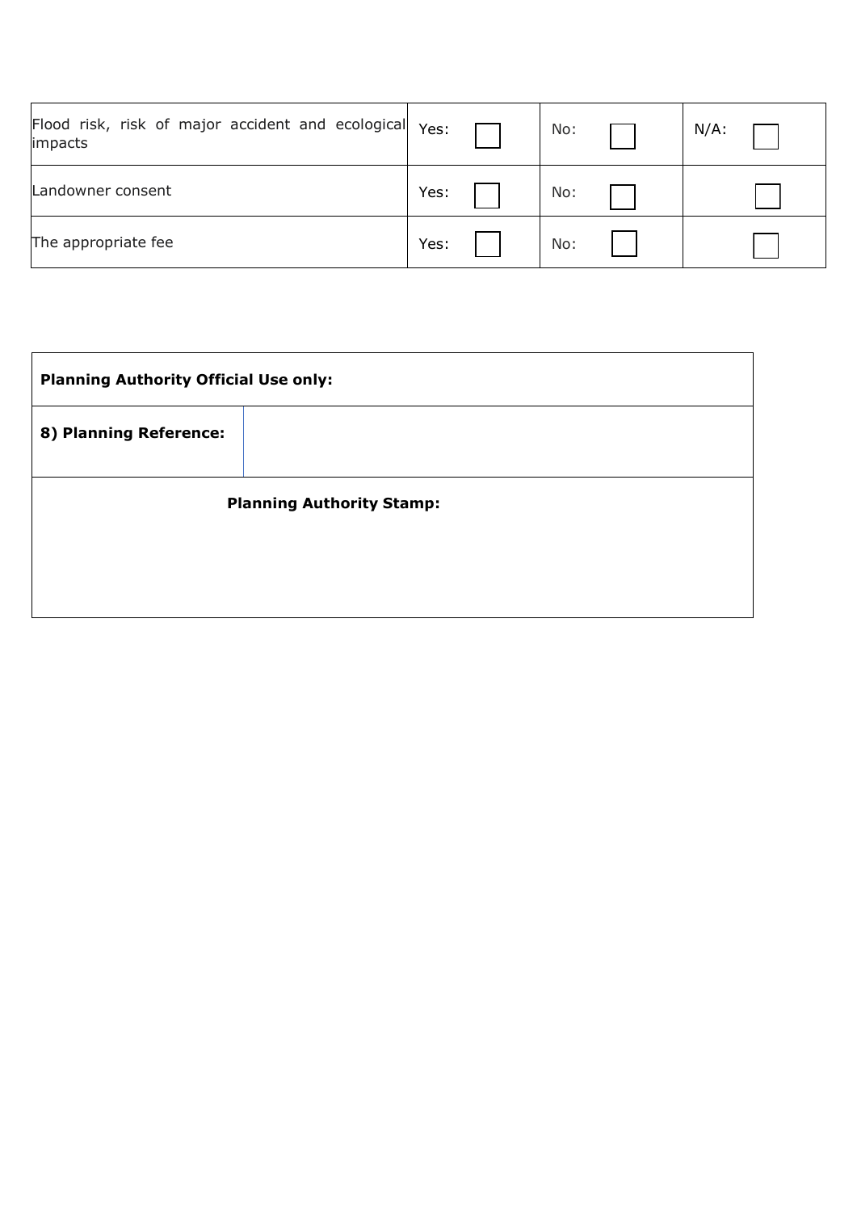| | | | |
|---|---|---|---|
| Flood risk, risk of major accident and ecological impacts | Yes: ☐ | No: ☐ | N/A: ☐ |
| Landowner consent | Yes: ☐ | No: ☐ | ☐ |
| The appropriate fee | Yes: ☐ | No: ☐ | ☐ |

| **Planning Authority Official Use only:** | |
|---|---|
| **8) Planning Reference:** | |
| **Planning Authority Stamp:** | |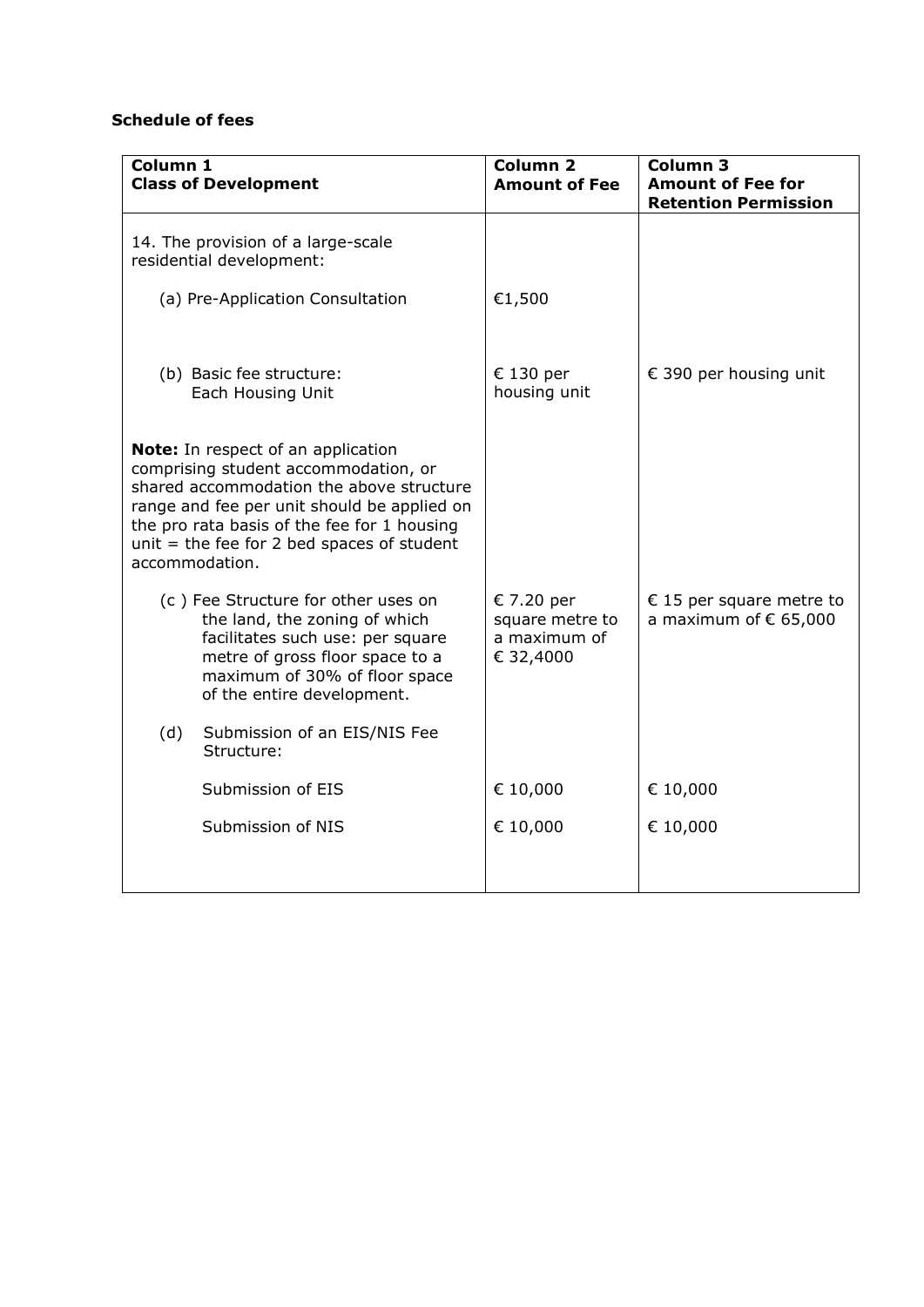**Schedule of fees**

| Column 1<br>Class of Development | Column 2<br>Amount of Fee | Column 3<br>Amount of Fee for Retention Permission |
|---|---|---|
| 14. The provision of a large-scale residential development: | | |
| (a) Pre-Application Consultation | €1,500 | |
| (b) Basic fee structure: Each Housing Unit | € 130 per housing unit | € 390 per housing unit |
| **Note:** In respect of an application comprising student accommodation, or shared accommodation the above structure range and fee per unit should be applied on the pro rata basis of the fee for 1 housing unit = the fee for 2 bed spaces of student accommodation. | | |
| (c ) Fee Structure for other uses on the land, the zoning of which facilitates such use: per square metre of gross floor space to a maximum of 30% of floor space of the entire development. | € 7.20 per square metre to a maximum of € 32,4000 | € 15 per square metre to a maximum of € 65,000 |
| (d) Submission of an EIS/NIS Fee Structure: | | |
| Submission of EIS | € 10,000 | € 10,000 |
| Submission of NIS | € 10,000 | € 10,000 |